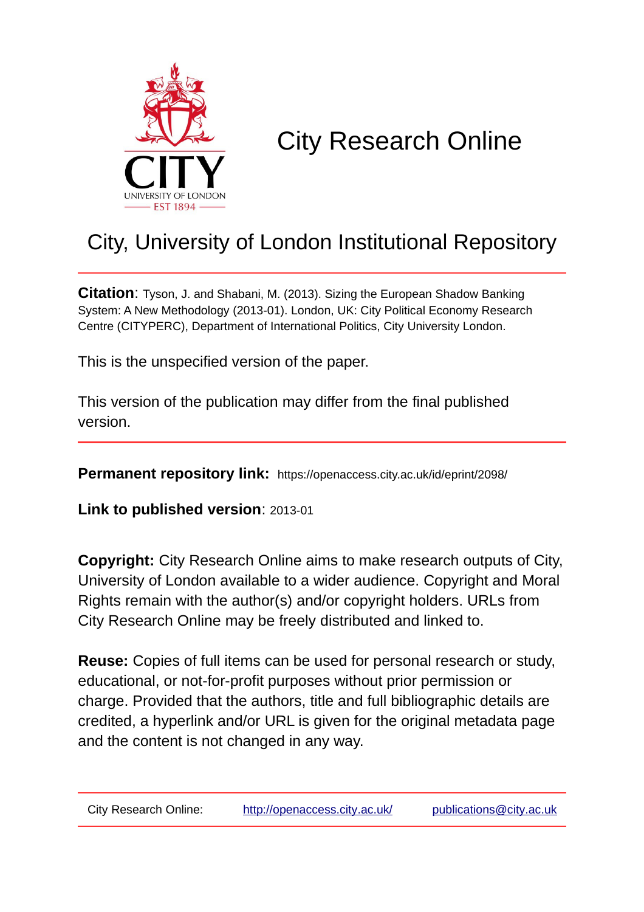# City Research Online

## City, University of London Institutional Repository

**Citation**: Tyson, J. and Shabani, M. (2013). Sizing the European Shadow Banking System: A New Methodology (2013-01). London, UK: City Political Economy Research Centre (CITYPERC), Department of International Politics, City University London.

This is the unspecified version of the paper.

This version of the publication may differ from the final published version.

**Permanent repository link:** https://openaccess.city.ac.uk/id/eprint/2098/

**Link to published version**: 2013-01

**Copyright:** City Research Online aims to make research outputs of City, University of London available to a wider audience. Copyright and Moral Rights remain with the author(s) and/or copyright holders. URLs from City Research Online may be freely distributed and linked to.

**Reuse:** Copies of full items can be used for personal research or study, educational, or not-for-profit purposes without prior permission or charge. Provided that the authors, title and full bibliographic details are credited, a hyperlink and/or URL is given for the original metadata page and the content is not changed in any way.

City Research Online: http://openaccess.city.ac.uk/ publications@city.ac.uk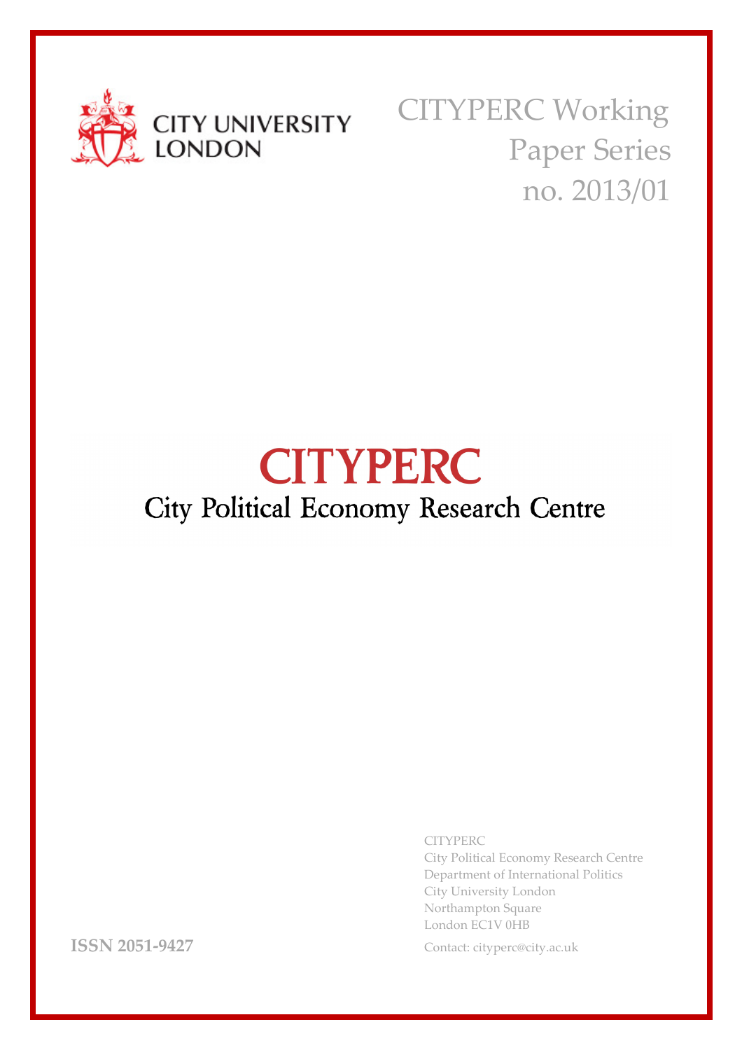CITY UNIVERSITY LONDON

CITYPERC Working Paper Series no. 2013/01

# CITYPERC

## City Political Economy Research Centre

CITYPERC
City Political Economy Research Centre
Department of International Politics
City University London
Northampton Square
London EC1V 0HB

Contact: cityperc@city.ac.uk

**ISSN 2051-9427**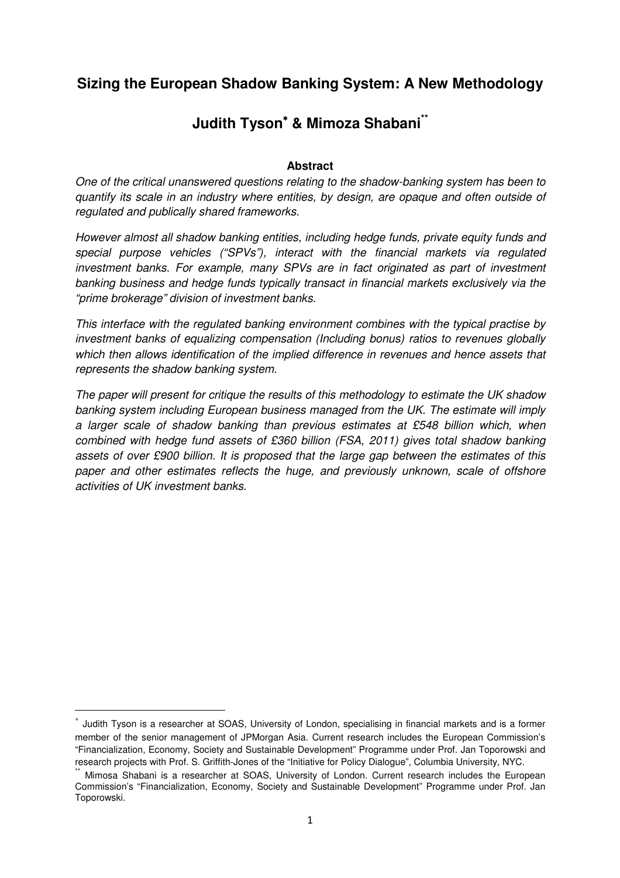# Sizing the European Shadow Banking System: A New Methodology

## Judith Tyson[*] & Mimoza Shabani[**]

### Abstract

*One of the critical unanswered questions relating to the shadow-banking system has been to quantify its scale in an industry where entities, by design, are opaque and often outside of regulated and publically shared frameworks.*

*However almost all shadow banking entities, including hedge funds, private equity funds and special purpose vehicles ("SPVs"), interact with the financial markets via regulated investment banks. For example, many SPVs are in fact originated as part of investment banking business and hedge funds typically transact in financial markets exclusively via the "prime brokerage" division of investment banks.*

*This interface with the regulated banking environment combines with the typical practise by investment banks of equalizing compensation (Including bonus) ratios to revenues globally which then allows identification of the implied difference in revenues and hence assets that represents the shadow banking system.*

*The paper will present for critique the results of this methodology to estimate the UK shadow banking system including European business managed from the UK. The estimate will imply a larger scale of shadow banking than previous estimates at £548 billion which, when combined with hedge fund assets of £360 billion (FSA, 2011) gives total shadow banking assets of over £900 billion. It is proposed that the large gap between the estimates of this paper and other estimates reflects the huge, and previously unknown, scale of offshore activities of UK investment banks.*

---

[*] Judith Tyson is a researcher at SOAS, University of London, specialising in financial markets and is a former member of the senior management of JPMorgan Asia. Current research includes the European Commission's "Financialization, Economy, Society and Sustainable Development" Programme under Prof. Jan Toporowski and research projects with Prof. S. Griffith-Jones of the "Initiative for Policy Dialogue", Columbia University, NYC.

[**] Mimosa Shabani is a researcher at SOAS, University of London. Current research includes the European Commission's "Financialization, Economy, Society and Sustainable Development" Programme under Prof. Jan Toporowski.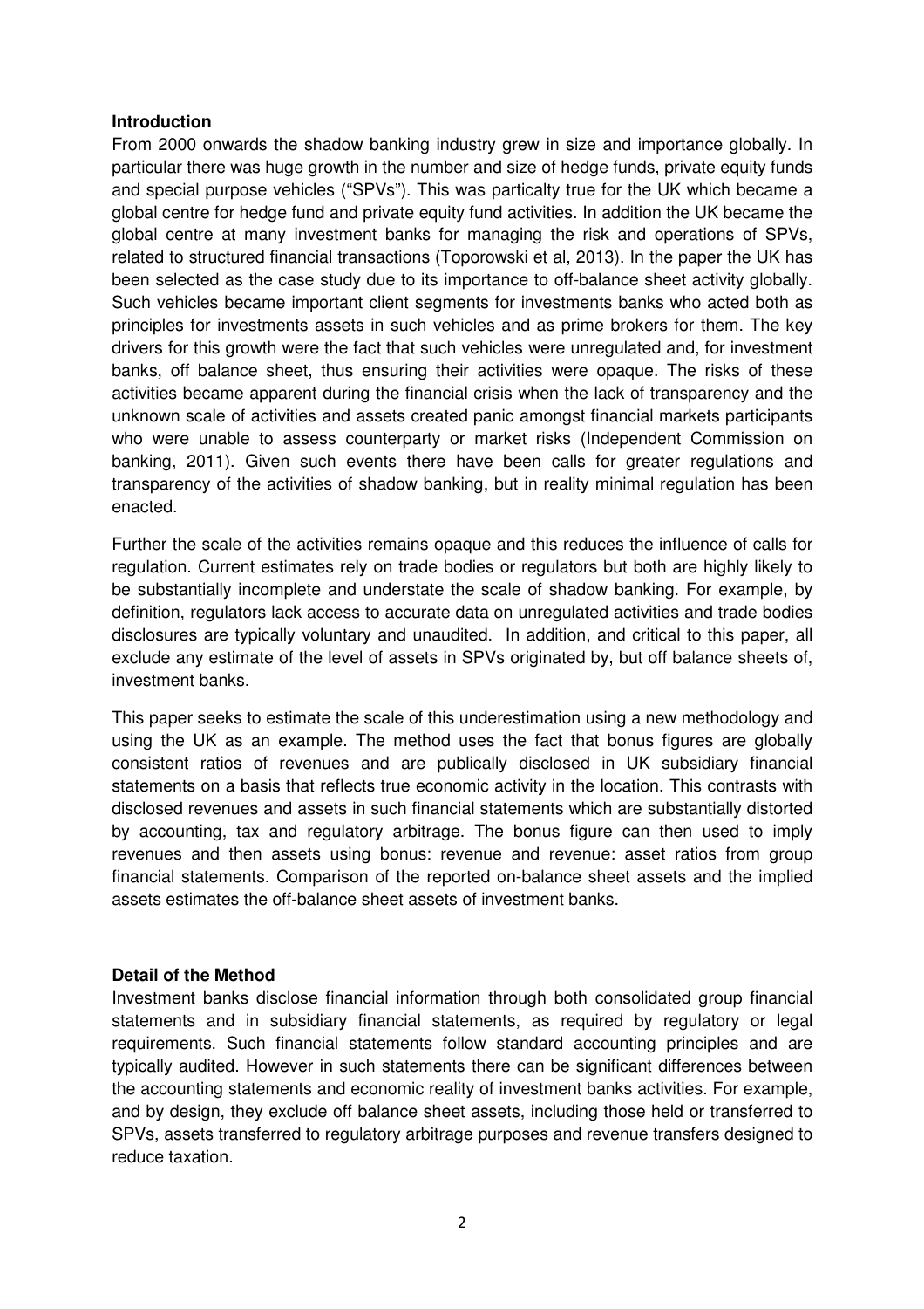**Introduction**

From 2000 onwards the shadow banking industry grew in size and importance globally. In particular there was huge growth in the number and size of hedge funds, private equity funds and special purpose vehicles ("SPVs"). This was particalty true for the UK which became a global centre for hedge fund and private equity fund activities. In addition the UK became the global centre at many investment banks for managing the risk and operations of SPVs, related to structured financial transactions (Toporowski et al, 2013). In the paper the UK has been selected as the case study due to its importance to off-balance sheet activity globally. Such vehicles became important client segments for investments banks who acted both as principles for investments assets in such vehicles and as prime brokers for them. The key drivers for this growth were the fact that such vehicles were unregulated and, for investment banks, off balance sheet, thus ensuring their activities were opaque. The risks of these activities became apparent during the financial crisis when the lack of transparency and the unknown scale of activities and assets created panic amongst financial markets participants who were unable to assess counterparty or market risks (Independent Commission on banking, 2011). Given such events there have been calls for greater regulations and transparency of the activities of shadow banking, but in reality minimal regulation has been enacted.

Further the scale of the activities remains opaque and this reduces the influence of calls for regulation. Current estimates rely on trade bodies or regulators but both are highly likely to be substantially incomplete and understate the scale of shadow banking. For example, by definition, regulators lack access to accurate data on unregulated activities and trade bodies disclosures are typically voluntary and unaudited. In addition, and critical to this paper, all exclude any estimate of the level of assets in SPVs originated by, but off balance sheets of, investment banks.

This paper seeks to estimate the scale of this underestimation using a new methodology and using the UK as an example. The method uses the fact that bonus figures are globally consistent ratios of revenues and are publically disclosed in UK subsidiary financial statements on a basis that reflects true economic activity in the location. This contrasts with disclosed revenues and assets in such financial statements which are substantially distorted by accounting, tax and regulatory arbitrage. The bonus figure can then used to imply revenues and then assets using bonus: revenue and revenue: asset ratios from group financial statements. Comparison of the reported on-balance sheet assets and the implied assets estimates the off-balance sheet assets of investment banks.

**Detail of the Method**

Investment banks disclose financial information through both consolidated group financial statements and in subsidiary financial statements, as required by regulatory or legal requirements. Such financial statements follow standard accounting principles and are typically audited. However in such statements there can be significant differences between the accounting statements and economic reality of investment banks activities. For example, and by design, they exclude off balance sheet assets, including those held or transferred to SPVs, assets transferred to regulatory arbitrage purposes and revenue transfers designed to reduce taxation.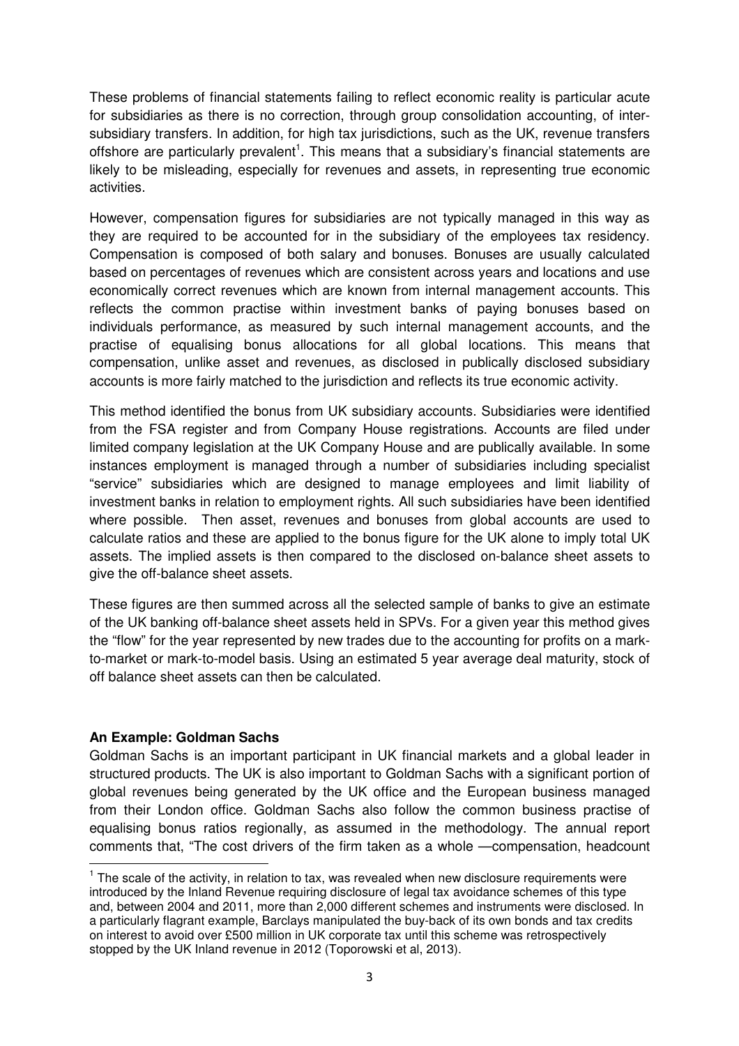These problems of financial statements failing to reflect economic reality is particular acute for subsidiaries as there is no correction, through group consolidation accounting, of inter-subsidiary transfers. In addition, for high tax jurisdictions, such as the UK, revenue transfers offshore are particularly prevalent[1]. This means that a subsidiary's financial statements are likely to be misleading, especially for revenues and assets, in representing true economic activities.

However, compensation figures for subsidiaries are not typically managed in this way as they are required to be accounted for in the subsidiary of the employees tax residency. Compensation is composed of both salary and bonuses. Bonuses are usually calculated based on percentages of revenues which are consistent across years and locations and use economically correct revenues which are known from internal management accounts. This reflects the common practise within investment banks of paying bonuses based on individuals performance, as measured by such internal management accounts, and the practise of equalising bonus allocations for all global locations. This means that compensation, unlike asset and revenues, as disclosed in publically disclosed subsidiary accounts is more fairly matched to the jurisdiction and reflects its true economic activity.

This method identified the bonus from UK subsidiary accounts. Subsidiaries were identified from the FSA register and from Company House registrations. Accounts are filed under limited company legislation at the UK Company House and are publically available. In some instances employment is managed through a number of subsidiaries including specialist "service" subsidiaries which are designed to manage employees and limit liability of investment banks in relation to employment rights. All such subsidiaries have been identified where possible. Then asset, revenues and bonuses from global accounts are used to calculate ratios and these are applied to the bonus figure for the UK alone to imply total UK assets. The implied assets is then compared to the disclosed on-balance sheet assets to give the off-balance sheet assets.

These figures are then summed across all the selected sample of banks to give an estimate of the UK banking off-balance sheet assets held in SPVs. For a given year this method gives the "flow" for the year represented by new trades due to the accounting for profits on a mark-to-market or mark-to-model basis. Using an estimated 5 year average deal maturity, stock of off balance sheet assets can then be calculated.

**An Example: Goldman Sachs**

Goldman Sachs is an important participant in UK financial markets and a global leader in structured products. The UK is also important to Goldman Sachs with a significant portion of global revenues being generated by the UK office and the European business managed from their London office. Goldman Sachs also follow the common business practise of equalising bonus ratios regionally, as assumed in the methodology. The annual report comments that, "The cost drivers of the firm taken as a whole —compensation, headcount

[1] The scale of the activity, in relation to tax, was revealed when new disclosure requirements were introduced by the Inland Revenue requiring disclosure of legal tax avoidance schemes of this type and, between 2004 and 2011, more than 2,000 different schemes and instruments were disclosed. In a particularly flagrant example, Barclays manipulated the buy-back of its own bonds and tax credits on interest to avoid over £500 million in UK corporate tax until this scheme was retrospectively stopped by the UK Inland revenue in 2012 (Toporowski et al, 2013).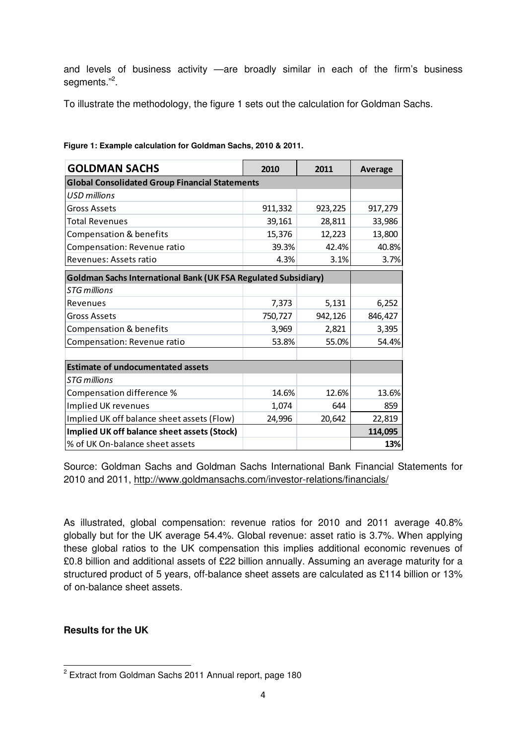and levels of business activity —are broadly similar in each of the firm's business segments."[2].

To illustrate the methodology, the figure 1 sets out the calculation for Goldman Sachs.

**Figure 1: Example calculation for Goldman Sachs, 2010 & 2011.**

| **GOLDMAN SACHS** | **2010** | **2011** | **Average** |
|---|---|---|---|
| **Global Consolidated Group Financial Statements** | | | |
| *USD millions* | | | |
| Gross Assets | 911,332 | 923,225 | 917,279 |
| Total Revenues | 39,161 | 28,811 | 33,986 |
| Compensation & benefits | 15,376 | 12,223 | 13,800 |
| Compensation: Revenue ratio | 39.3% | 42.4% | 40.8% |
| Revenues: Assets ratio | 4.3% | 3.1% | 3.7% |
| **Goldman Sachs International Bank (UK FSA Regulated Subsidiary)** | | | |
| *STG millions* | | | |
| Revenues | 7,373 | 5,131 | 6,252 |
| Gross Assets | 750,727 | 942,126 | 846,427 |
| Compensation & benefits | 3,969 | 2,821 | 3,395 |
| Compensation: Revenue ratio | 53.8% | 55.0% | 54.4% |
| | | | |
| **Estimate of undocumentated assets** | | | |
| *STG millions* | | | |
| Compensation difference % | 14.6% | 12.6% | 13.6% |
| Implied UK revenues | 1,074 | 644 | 859 |
| Implied UK off balance sheet assets (Flow) | 24,996 | 20,642 | 22,819 |
| **Implied UK off balance sheet assets (Stock)** | | | **114,095** |
| % of UK On-balance sheet assets | | | **13%** |

Source: Goldman Sachs and Goldman Sachs International Bank Financial Statements for 2010 and 2011, http://www.goldmansachs.com/investor-relations/financials/

As illustrated, global compensation: revenue ratios for 2010 and 2011 average 40.8% globally but for the UK average 54.4%. Global revenue: asset ratio is 3.7%. When applying these global ratios to the UK compensation this implies additional economic revenues of £0.8 billion and additional assets of £22 billion annually. Assuming an average maturity for a structured product of 5 years, off-balance sheet assets are calculated as £114 billion or 13% of on-balance sheet assets.

**Results for the UK**

[2] Extract from Goldman Sachs 2011 Annual report, page 180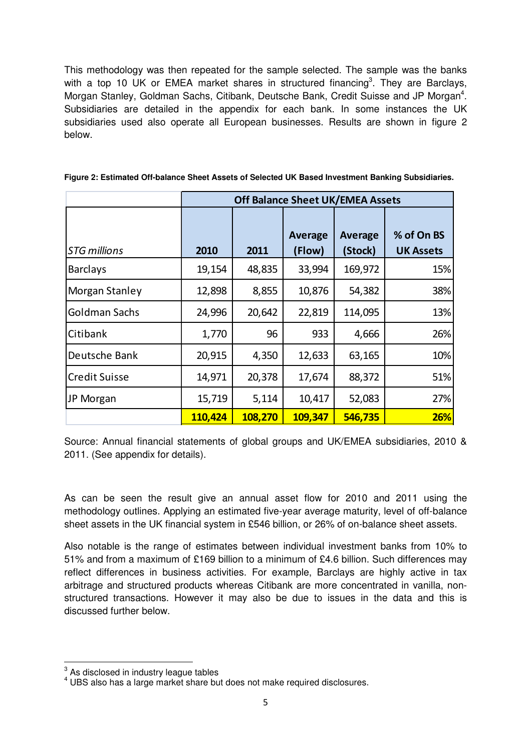This methodology was then repeated for the sample selected. The sample was the banks with a top 10 UK or EMEA market shares in structured financing[3]. They are Barclays, Morgan Stanley, Goldman Sachs, Citibank, Deutsche Bank, Credit Suisse and JP Morgan[4]. Subsidiaries are detailed in the appendix for each bank. In some instances the UK subsidiaries used also operate all European businesses. Results are shown in figure 2 below.

**Figure 2: Estimated Off-balance Sheet Assets of Selected UK Based Investment Banking Subsidiaries.**

| | Off Balance Sheet UK/EMEA Assets | | | | |
|---|---|---|---|---|---|
| *STG millions* | **2010** | **2011** | **Average (Flow)** | **Average (Stock)** | **% of On BS UK Assets** |
| Barclays | 19,154 | 48,835 | 33,994 | 169,972 | 15% |
| Morgan Stanley | 12,898 | 8,855 | 10,876 | 54,382 | 38% |
| Goldman Sachs | 24,996 | 20,642 | 22,819 | 114,095 | 13% |
| Citibank | 1,770 | 96 | 933 | 4,666 | 26% |
| Deutsche Bank | 20,915 | 4,350 | 12,633 | 63,165 | 10% |
| Credit Suisse | 14,971 | 20,378 | 17,674 | 88,372 | 51% |
| JP Morgan | 15,719 | 5,114 | 10,417 | 52,083 | 27% |
| | **110,424** | **108,270** | **109,347** | **546,735** | **26%** |

Source: Annual financial statements of global groups and UK/EMEA subsidiaries, 2010 & 2011. (See appendix for details).

As can be seen the result give an annual asset flow for 2010 and 2011 using the methodology outlines. Applying an estimated five-year average maturity, level of off-balance sheet assets in the UK financial system in £546 billion, or 26% of on-balance sheet assets.

Also notable is the range of estimates between individual investment banks from 10% to 51% and from a maximum of £169 billion to a minimum of £4.6 billion. Such differences may reflect differences in business activities. For example, Barclays are highly active in tax arbitrage and structured products whereas Citibank are more concentrated in vanilla, non-structured transactions. However it may also be due to issues in the data and this is discussed further below.

[3] As disclosed in industry league tables

[4] UBS also has a large market share but does not make required disclosures.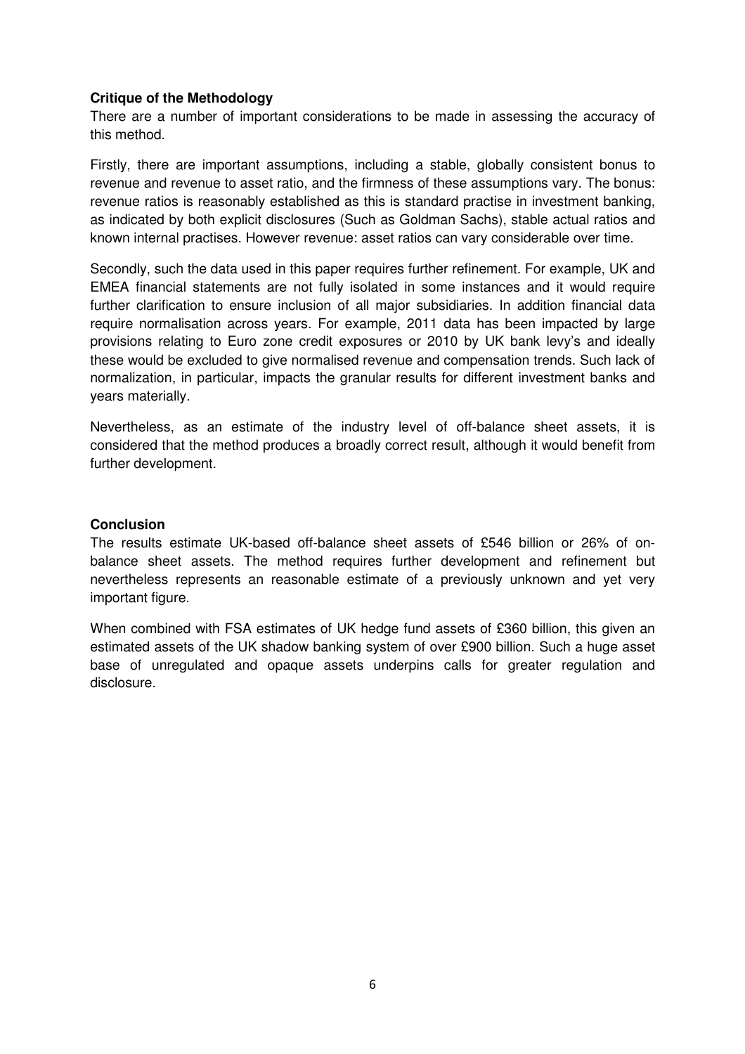**Critique of the Methodology**

There are a number of important considerations to be made in assessing the accuracy of this method.

Firstly, there are important assumptions, including a stable, globally consistent bonus to revenue and revenue to asset ratio, and the firmness of these assumptions vary. The bonus: revenue ratios is reasonably established as this is standard practise in investment banking, as indicated by both explicit disclosures (Such as Goldman Sachs), stable actual ratios and known internal practises. However revenue: asset ratios can vary considerable over time.

Secondly, such the data used in this paper requires further refinement. For example, UK and EMEA financial statements are not fully isolated in some instances and it would require further clarification to ensure inclusion of all major subsidiaries. In addition financial data require normalisation across years. For example, 2011 data has been impacted by large provisions relating to Euro zone credit exposures or 2010 by UK bank levy's and ideally these would be excluded to give normalised revenue and compensation trends. Such lack of normalization, in particular, impacts the granular results for different investment banks and years materially.

Nevertheless, as an estimate of the industry level of off-balance sheet assets, it is considered that the method produces a broadly correct result, although it would benefit from further development.

**Conclusion**

The results estimate UK-based off-balance sheet assets of £546 billion or 26% of on-balance sheet assets. The method requires further development and refinement but nevertheless represents an reasonable estimate of a previously unknown and yet very important figure.

When combined with FSA estimates of UK hedge fund assets of £360 billion, this given an estimated assets of the UK shadow banking system of over £900 billion. Such a huge asset base of unregulated and opaque assets underpins calls for greater regulation and disclosure.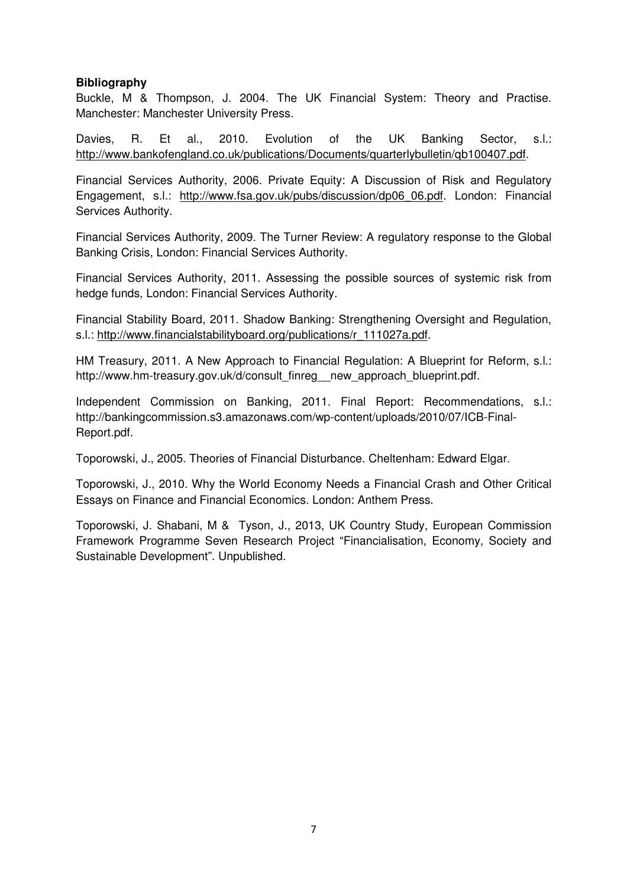**Bibliography**

Buckle, M & Thompson, J. 2004. The UK Financial System: Theory and Practise. Manchester: Manchester University Press.

Davies, R. Et al., 2010. Evolution of the UK Banking Sector, s.l.: http://www.bankofengland.co.uk/publications/Documents/quarterlybulletin/qb100407.pdf.

Financial Services Authority, 2006. Private Equity: A Discussion of Risk and Regulatory Engagement, s.l.: http://www.fsa.gov.uk/pubs/discussion/dp06_06.pdf. London: Financial Services Authority.

Financial Services Authority, 2009. The Turner Review: A regulatory response to the Global Banking Crisis, London: Financial Services Authority.

Financial Services Authority, 2011. Assessing the possible sources of systemic risk from hedge funds, London: Financial Services Authority.

Financial Stability Board, 2011. Shadow Banking: Strengthening Oversight and Regulation, s.l.: http://www.financialstabilityboard.org/publications/r_111027a.pdf.

HM Treasury, 2011. A New Approach to Financial Regulation: A Blueprint for Reform, s.l.: http://www.hm-treasury.gov.uk/d/consult_finreg__new_approach_blueprint.pdf.

Independent Commission on Banking, 2011. Final Report: Recommendations, s.l.: http://bankingcommission.s3.amazonaws.com/wp-content/uploads/2010/07/ICB-Final-Report.pdf.

Toporowski, J., 2005. Theories of Financial Disturbance. Cheltenham: Edward Elgar.

Toporowski, J., 2010. Why the World Economy Needs a Financial Crash and Other Critical Essays on Finance and Financial Economics. London: Anthem Press.

Toporowski, J. Shabani, M & Tyson, J., 2013, UK Country Study, European Commission Framework Programme Seven Research Project "Financialisation, Economy, Society and Sustainable Development". Unpublished.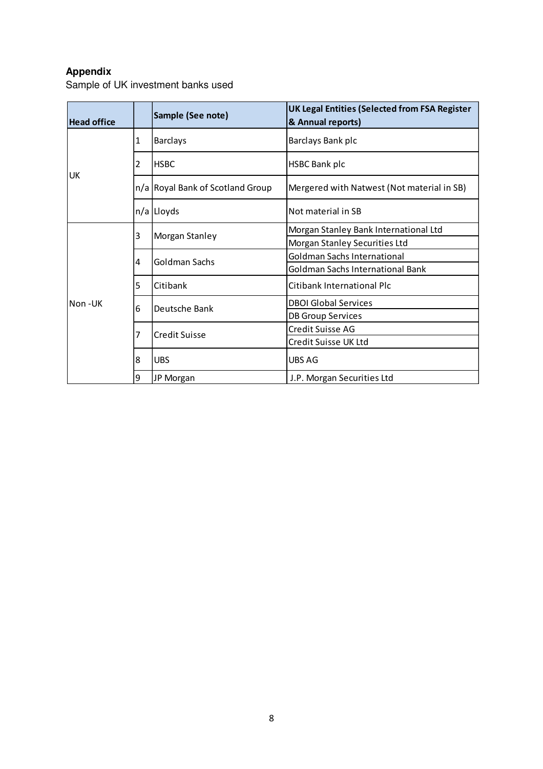**Appendix**

Sample of UK investment banks used

| Head office | | Sample (See note) | UK Legal Entities (Selected from FSA Register & Annual reports) |
|---|---|---|---|
| UK | 1 | Barclays | Barclays Bank plc |
| | 2 | HSBC | HSBC Bank plc |
| | n/a | Royal Bank of Scotland Group | Mergered with Natwest (Not material in SB) |
| | n/a | Lloyds | Not material in SB |
| Non -UK | 3 | Morgan Stanley | Morgan Stanley Bank International Ltd |
| | | | Morgan Stanley Securities Ltd |
| | 4 | Goldman Sachs | Goldman Sachs International |
| | | | Goldman Sachs International Bank |
| | 5 | Citibank | Citibank International Plc |
| | 6 | Deutsche Bank | DBOI Global Services |
| | | | DB Group Services |
| | 7 | Credit Suisse | Credit Suisse AG |
| | | | Credit Suisse UK Ltd |
| | 8 | UBS | UBS AG |
| | 9 | JP Morgan | J.P. Morgan Securities Ltd |